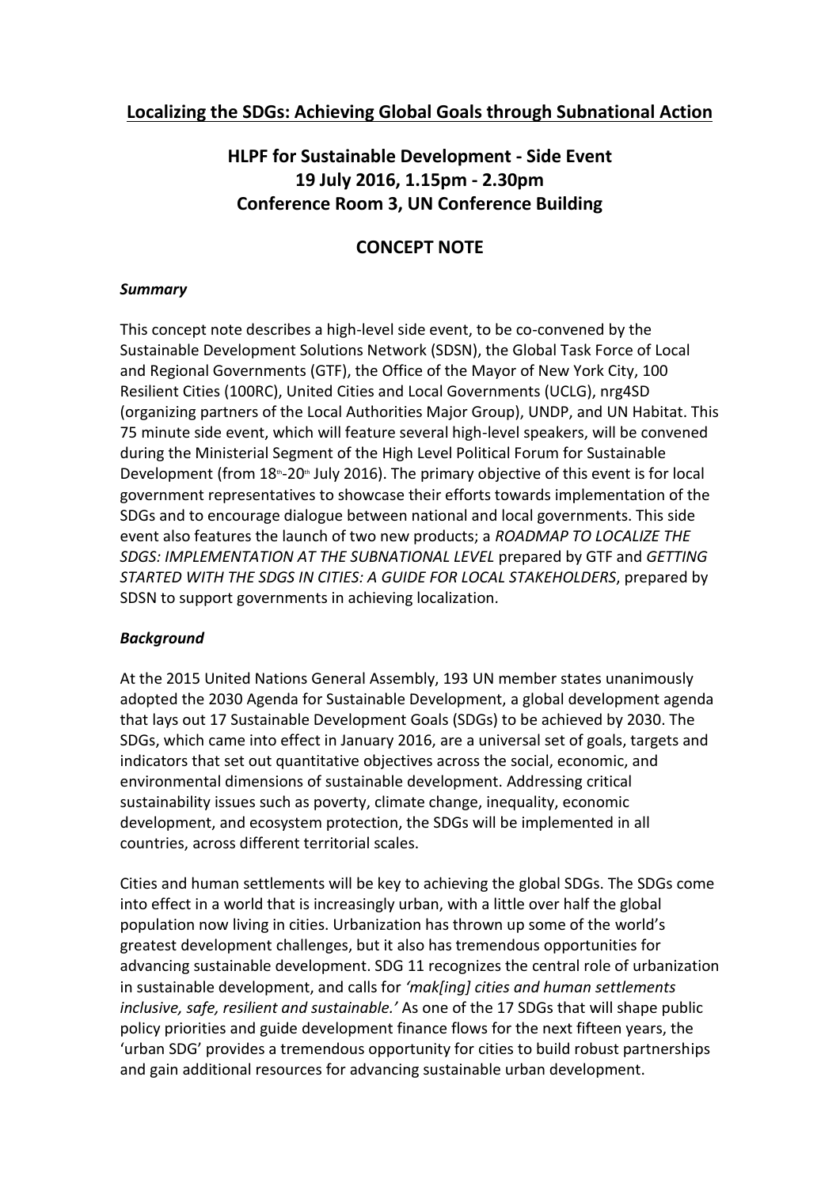# Localizing the SDGs: Achieving Global Goals through Subnational Action

## HLPF for Sustainable Development - Side Event
## 19 July 2016, 1.15pm - 2.30pm
## Conference Room 3, UN Conference Building

## CONCEPT NOTE

### *Summary*

This concept note describes a high-level side event, to be co-convened by the Sustainable Development Solutions Network (SDSN), the Global Task Force of Local and Regional Governments (GTF), the Office of the Mayor of New York City, 100 Resilient Cities (100RC), United Cities and Local Governments (UCLG), nrg4SD (organizing partners of the Local Authorities Major Group), UNDP, and UN Habitat. This 75 minute side event, which will feature several high-level speakers, will be convened during the Ministerial Segment of the High Level Political Forum for Sustainable Development (from 18th-20th July 2016). The primary objective of this event is for local government representatives to showcase their efforts towards implementation of the SDGs and to encourage dialogue between national and local governments. This side event also features the launch of two new products; a *ROADMAP TO LOCALIZE THE SDGS: IMPLEMENTATION AT THE SUBNATIONAL LEVEL* prepared by GTF and *GETTING STARTED WITH THE SDGS IN CITIES: A GUIDE FOR LOCAL STAKEHOLDERS*, prepared by SDSN to support governments in achieving localization.

### *Background*

At the 2015 United Nations General Assembly, 193 UN member states unanimously adopted the 2030 Agenda for Sustainable Development, a global development agenda that lays out 17 Sustainable Development Goals (SDGs) to be achieved by 2030. The SDGs, which came into effect in January 2016, are a universal set of goals, targets and indicators that set out quantitative objectives across the social, economic, and environmental dimensions of sustainable development. Addressing critical sustainability issues such as poverty, climate change, inequality, economic development, and ecosystem protection, the SDGs will be implemented in all countries, across different territorial scales.

Cities and human settlements will be key to achieving the global SDGs. The SDGs come into effect in a world that is increasingly urban, with a little over half the global population now living in cities. Urbanization has thrown up some of the world's greatest development challenges, but it also has tremendous opportunities for advancing sustainable development. SDG 11 recognizes the central role of urbanization in sustainable development, and calls for *'mak[ing] cities and human settlements inclusive, safe, resilient and sustainable.'* As one of the 17 SDGs that will shape public policy priorities and guide development finance flows for the next fifteen years, the 'urban SDG' provides a tremendous opportunity for cities to build robust partnerships and gain additional resources for advancing sustainable urban development.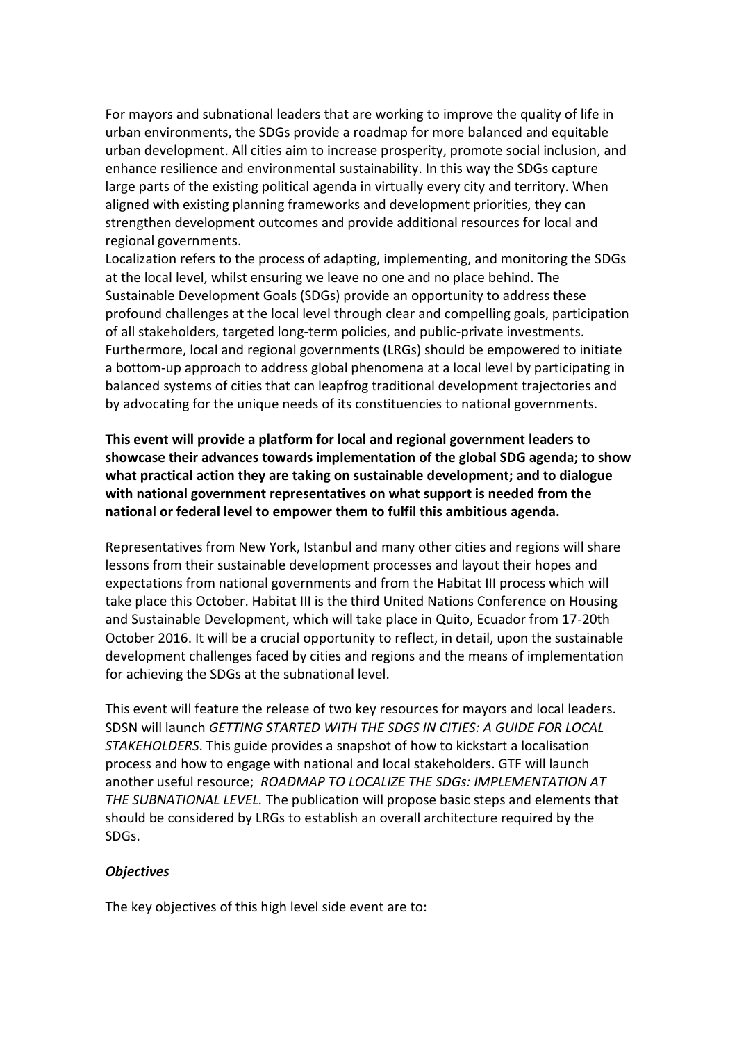For mayors and subnational leaders that are working to improve the quality of life in urban environments, the SDGs provide a roadmap for more balanced and equitable urban development. All cities aim to increase prosperity, promote social inclusion, and enhance resilience and environmental sustainability. In this way the SDGs capture large parts of the existing political agenda in virtually every city and territory. When aligned with existing planning frameworks and development priorities, they can strengthen development outcomes and provide additional resources for local and regional governments.

Localization refers to the process of adapting, implementing, and monitoring the SDGs at the local level, whilst ensuring we leave no one and no place behind. The Sustainable Development Goals (SDGs) provide an opportunity to address these profound challenges at the local level through clear and compelling goals, participation of all stakeholders, targeted long-term policies, and public-private investments. Furthermore, local and regional governments (LRGs) should be empowered to initiate a bottom-up approach to address global phenomena at a local level by participating in balanced systems of cities that can leapfrog traditional development trajectories and by advocating for the unique needs of its constituencies to national governments.

**This event will provide a platform for local and regional government leaders to showcase their advances towards implementation of the global SDG agenda; to show what practical action they are taking on sustainable development; and to dialogue with national government representatives on what support is needed from the national or federal level to empower them to fulfil this ambitious agenda.**

Representatives from New York, Istanbul and many other cities and regions will share lessons from their sustainable development processes and layout their hopes and expectations from national governments and from the Habitat III process which will take place this October. Habitat III is the third United Nations Conference on Housing and Sustainable Development, which will take place in Quito, Ecuador from 17-20th October 2016. It will be a crucial opportunity to reflect, in detail, upon the sustainable development challenges faced by cities and regions and the means of implementation for achieving the SDGs at the subnational level.

This event will feature the release of two key resources for mayors and local leaders. SDSN will launch *GETTING STARTED WITH THE SDGS IN CITIES: A GUIDE FOR LOCAL STAKEHOLDERS*. This guide provides a snapshot of how to kickstart a localisation process and how to engage with national and local stakeholders. GTF will launch another useful resource; *ROADMAP TO LOCALIZE THE SDGs: IMPLEMENTATION AT THE SUBNATIONAL LEVEL.* The publication will propose basic steps and elements that should be considered by LRGs to establish an overall architecture required by the SDGs.

***Objectives***

The key objectives of this high level side event are to: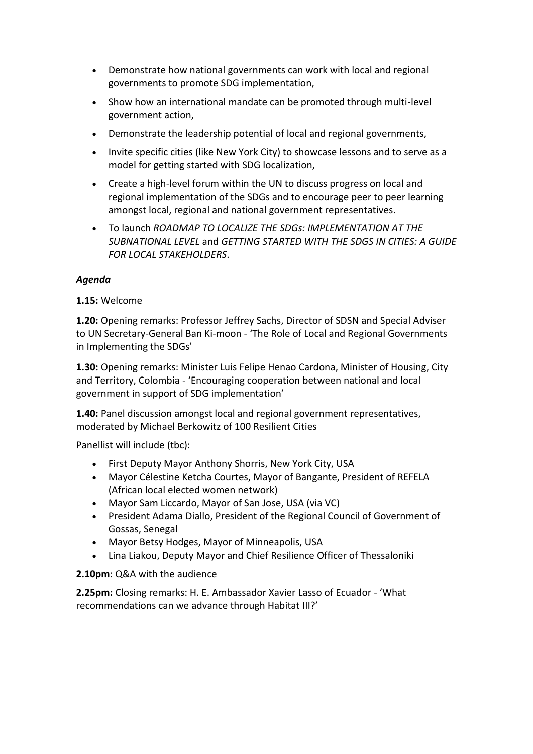- Demonstrate how national governments can work with local and regional governments to promote SDG implementation,
- Show how an international mandate can be promoted through multi-level government action,
- Demonstrate the leadership potential of local and regional governments,
- Invite specific cities (like New York City) to showcase lessons and to serve as a model for getting started with SDG localization,
- Create a high-level forum within the UN to discuss progress on local and regional implementation of the SDGs and to encourage peer to peer learning amongst local, regional and national government representatives.
- To launch *ROADMAP TO LOCALIZE THE SDGs: IMPLEMENTATION AT THE SUBNATIONAL LEVEL* and *GETTING STARTED WITH THE SDGS IN CITIES: A GUIDE FOR LOCAL STAKEHOLDERS*.

***Agenda***

**1.15:** Welcome

**1.20:** Opening remarks: Professor Jeffrey Sachs, Director of SDSN and Special Adviser to UN Secretary-General Ban Ki-moon - 'The Role of Local and Regional Governments in Implementing the SDGs'

**1.30:** Opening remarks: Minister Luis Felipe Henao Cardona, Minister of Housing, City and Territory, Colombia - 'Encouraging cooperation between national and local government in support of SDG implementation'

**1.40:** Panel discussion amongst local and regional government representatives, moderated by Michael Berkowitz of 100 Resilient Cities

Panellist will include (tbc):

- First Deputy Mayor Anthony Shorris, New York City, USA
- Mayor Célestine Ketcha Courtes, Mayor of Bangante, President of REFELA (African local elected women network)
- Mayor Sam Liccardo, Mayor of San Jose, USA (via VC)
- President Adama Diallo, President of the Regional Council of Government of Gossas, Senegal
- Mayor Betsy Hodges, Mayor of Minneapolis, USA
- Lina Liakou, Deputy Mayor and Chief Resilience Officer of Thessaloniki

**2.10pm**: Q&A with the audience

**2.25pm:** Closing remarks: H. E. Ambassador Xavier Lasso of Ecuador - 'What recommendations can we advance through Habitat III?'